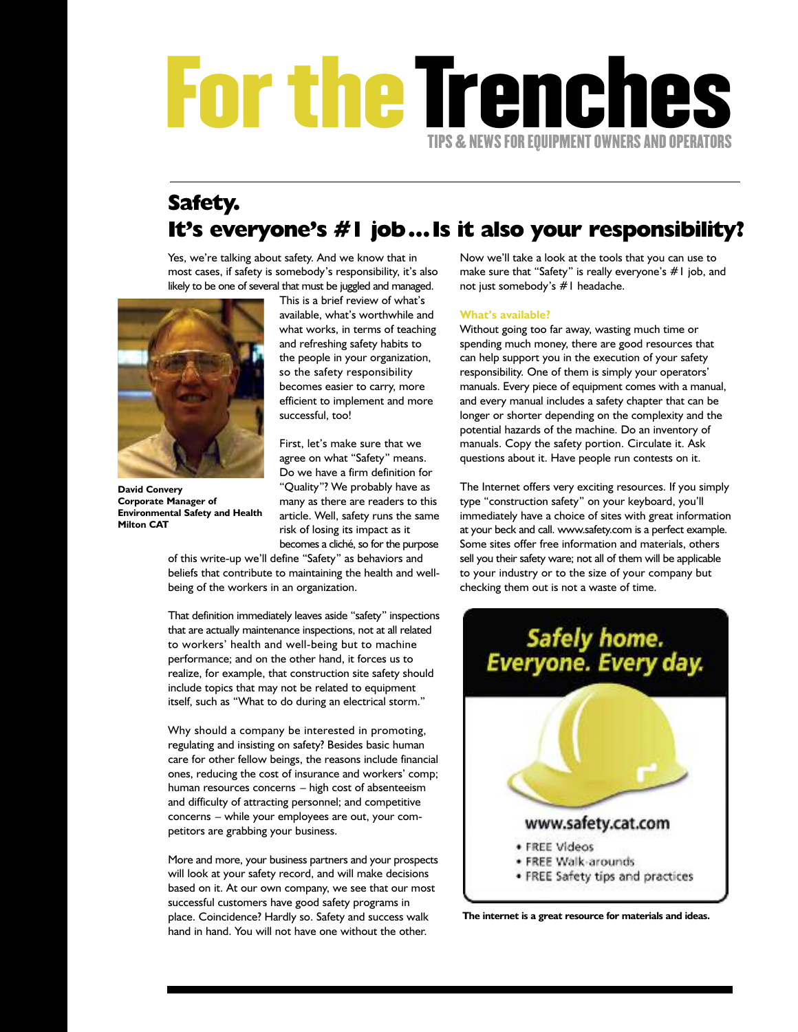# For the Trenches

TIPS & NEWS FOR EQUIPMENT OWNERS AND OPERATORS

## Safety. It's everyone's #1 job...Is it also your responsibility?

Yes, we're talking about safety. And we know that in most cases, if safety is somebody's responsibility, it's also likely to be one of several that must be juggled and managed. This is a brief review of what's available, what's worthwhile and what works, in terms of teaching and refreshing safety habits to the people in your organization, so the safety responsibility becomes easier to carry, more efficient to implement and more successful, too!

**David Convery**
**Corporate Manager of Environmental Safety and Health**
**Milton CAT**

First, let's make sure that we agree on what "Safety" means. Do we have a firm definition for "Quality"? We probably have as many as there are readers to this article. Well, safety runs the same risk of losing its impact as it becomes a cliché, so for the purpose of this write-up we'll define "Safety" as behaviors and beliefs that contribute to maintaining the health and well-being of the workers in an organization.

That definition immediately leaves aside "safety" inspections that are actually maintenance inspections, not at all related to workers' health and well-being but to machine performance; and on the other hand, it forces us to realize, for example, that construction site safety should include topics that may not be related to equipment itself, such as "What to do during an electrical storm."

Why should a company be interested in promoting, regulating and insisting on safety? Besides basic human care for other fellow beings, the reasons include financial ones, reducing the cost of insurance and workers' comp; human resources concerns – high cost of absenteeism and difficulty of attracting personnel; and competitive concerns – while your employees are out, your competitors are grabbing your business.

More and more, your business partners and your prospects will look at your safety record, and will make decisions based on it. At our own company, we see that our most successful customers have good safety programs in place. Coincidence? Hardly so. Safety and success walk hand in hand. You will not have one without the other.

Now we'll take a look at the tools that you can use to make sure that "Safety" is really everyone's #1 job, and not just somebody's #1 headache.

### What's available?

Without going too far away, wasting much time or spending much money, there are good resources that can help support you in the execution of your safety responsibility. One of them is simply your operators' manuals. Every piece of equipment comes with a manual, and every manual includes a safety chapter that can be longer or shorter depending on the complexity and the potential hazards of the machine. Do an inventory of manuals. Copy the safety portion. Circulate it. Ask questions about it. Have people run contests on it.

The Internet offers very exciting resources. If you simply type "construction safety" on your keyboard, you'll immediately have a choice of sites with great information at your beck and call. www.safety.com is a perfect example. Some sites offer free information and materials, others sell you their safety ware; not all of them will be applicable to your industry or to the size of your company but checking them out is not a waste of time.

Safely home. Everyone. Every day.

www.safety.cat.com

- FREE Videos
- FREE Walk-arounds
- FREE Safety tips and practices

**The internet is a great resource for materials and ideas.**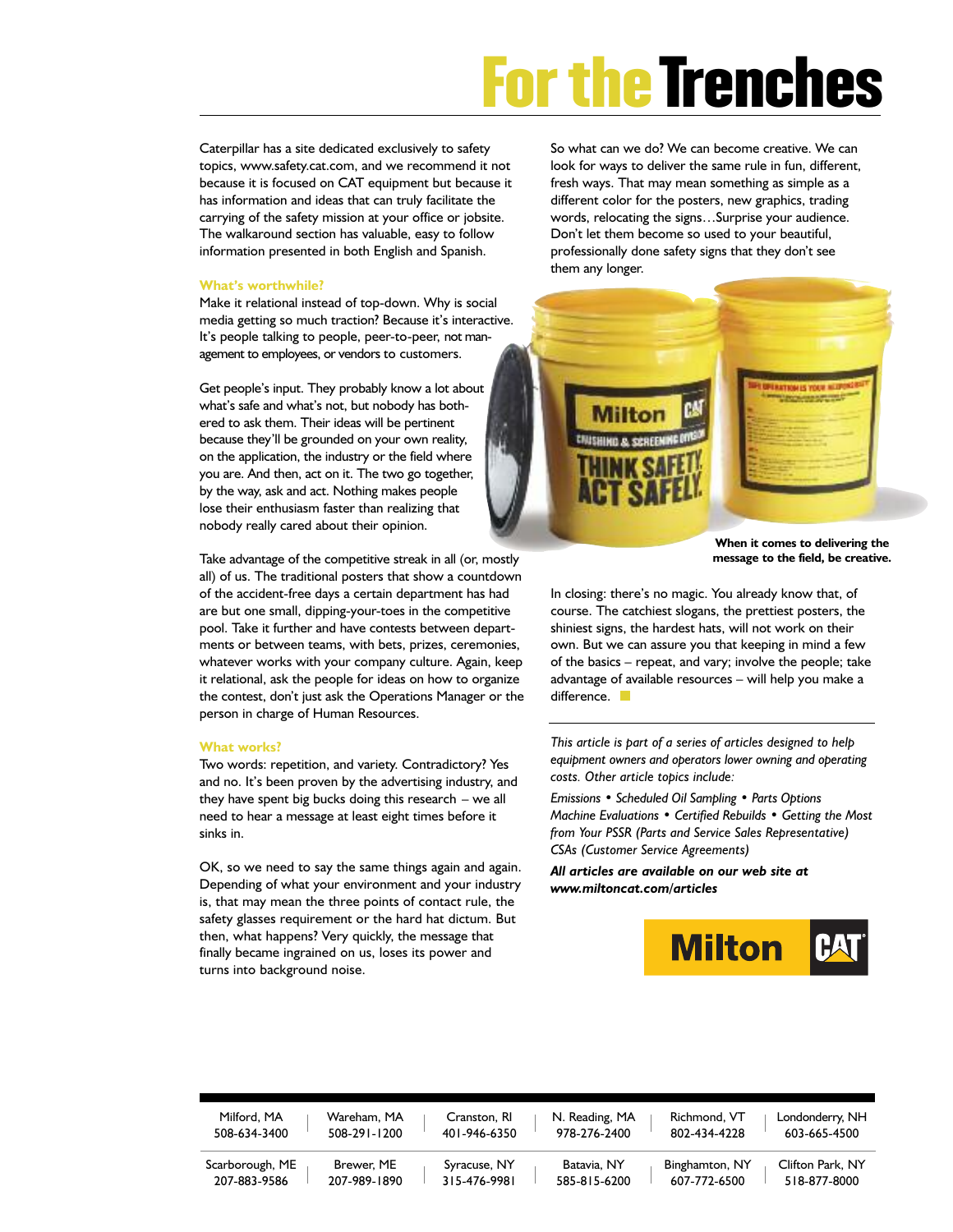# For the Trenches

Caterpillar has a site dedicated exclusively to safety topics, www.safety.cat.com, and we recommend it not because it is focused on CAT equipment but because it has information and ideas that can truly facilitate the carrying of the safety mission at your office or jobsite. The walkaround section has valuable, easy to follow information presented in both English and Spanish.

### What's worthwhile?

Make it relational instead of top-down. Why is social media getting so much traction? Because it's interactive. It's people talking to people, peer-to-peer, not management to employees, or vendors to customers.

Get people's input. They probably know a lot about what's safe and what's not, but nobody has bothered to ask them. Their ideas will be pertinent because they'll be grounded on your own reality, on the application, the industry or the field where you are. And then, act on it. The two go together, by the way, ask and act. Nothing makes people lose their enthusiasm faster than realizing that nobody really cared about their opinion.

Take advantage of the competitive streak in all (or, mostly all) of us. The traditional posters that show a countdown of the accident-free days a certain department has had are but one small, dipping-your-toes in the competitive pool. Take it further and have contests between departments or between teams, with bets, prizes, ceremonies, whatever works with your company culture. Again, keep it relational, ask the people for ideas on how to organize the contest, don't just ask the Operations Manager or the person in charge of Human Resources.

### What works?

Two words: repetition, and variety. Contradictory? Yes and no. It's been proven by the advertising industry, and they have spent big bucks doing this research – we all need to hear a message at least eight times before it sinks in.

OK, so we need to say the same things again and again. Depending of what your environment and your industry is, that may mean the three points of contact rule, the safety glasses requirement or the hard hat dictum. But then, what happens? Very quickly, the message that finally became ingrained on us, loses its power and turns into background noise.

So what can we do? We can become creative. We can look for ways to deliver the same rule in fun, different, fresh ways. That may mean something as simple as a different color for the posters, new graphics, trading words, relocating the signs…Surprise your audience. Don't let them become so used to your beautiful, professionally done safety signs that they don't see them any longer.

**When it comes to delivering the message to the field, be creative.**

In closing: there's no magic. You already know that, of course. The catchiest slogans, the prettiest posters, the shiniest signs, the hardest hats, will not work on their own. But we can assure you that keeping in mind a few of the basics – repeat, and vary; involve the people; take advantage of available resources – will help you make a difference.

---

*This article is part of a series of articles designed to help equipment owners and operators lower owning and operating costs. Other article topics include:*

*Emissions • Scheduled Oil Sampling • Parts Options Machine Evaluations • Certified Rebuilds • Getting the Most from Your PSSR (Parts and Service Sales Representative) CSAs (Customer Service Agreements)*

***All articles are available on our web site at www.miltoncat.com/articles***

Milton CAT

| | | | | | |
|---|---|---|---|---|---|
| Milford, MA 508-634-3400 | Wareham, MA 508-291-1200 | Cranston, RI 401-946-6350 | N. Reading, MA 978-276-2400 | Richmond, VT 802-434-4228 | Londonderry, NH 603-665-4500 |
| Scarborough, ME 207-883-9586 | Brewer, ME 207-989-1890 | Syracuse, NY 315-476-9981 | Batavia, NY 585-815-6200 | Binghamton, NY 607-772-6500 | Clifton Park, NY 518-877-8000 |